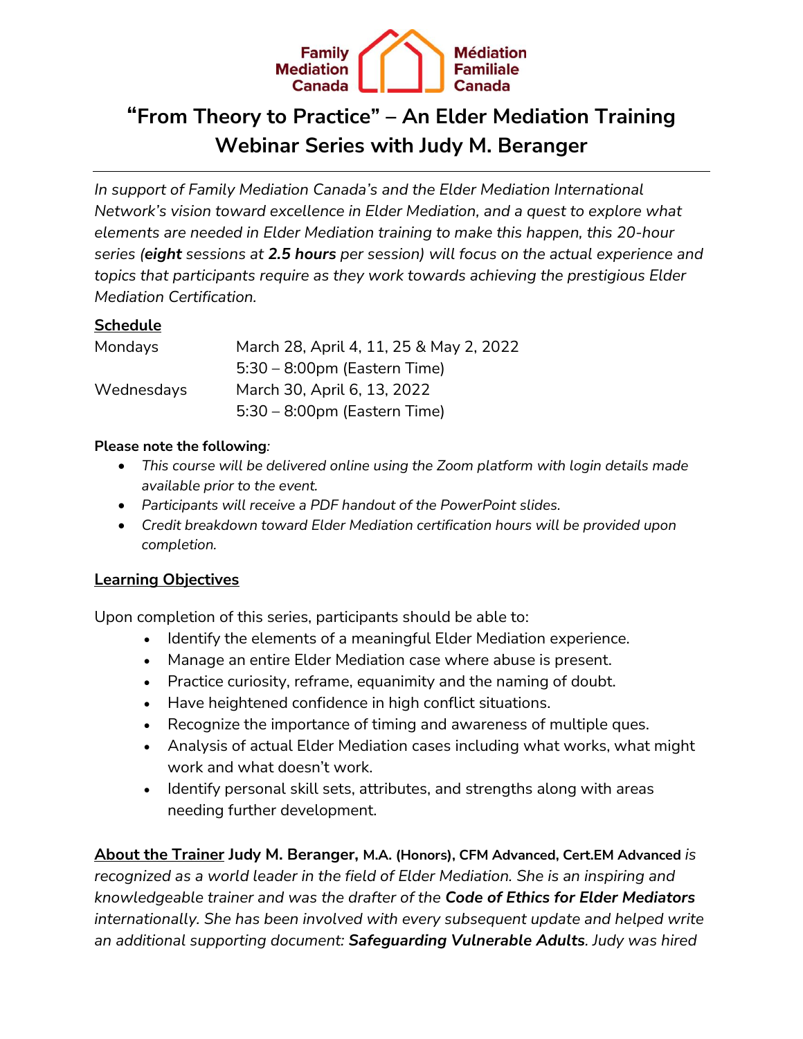Family Mediation Canada | Médiation Familiale Canada

# "From Theory to Practice" – An Elder Mediation Training Webinar Series with Judy M. Beranger

*In support of Family Mediation Canada's and the Elder Mediation International Network's vision toward excellence in Elder Mediation, and a quest to explore what elements are needed in Elder Mediation training to make this happen, this 20-hour series (**eight** sessions at **2.5 hours** per session) will focus on the actual experience and topics that participants require as they work towards achieving the prestigious Elder Mediation Certification.*

## Schedule

| | |
|---|---|
| Mondays | March 28, April 4, 11, 25 & May 2, 2022<br>5:30 – 8:00pm (Eastern Time) |
| Wednesdays | March 30, April 6, 13, 2022<br>5:30 – 8:00pm (Eastern Time) |

**Please note the following**:

- *This course will be delivered online using the Zoom platform with login details made available prior to the event.*
- *Participants will receive a PDF handout of the PowerPoint slides.*
- *Credit breakdown toward Elder Mediation certification hours will be provided upon completion.*

## Learning Objectives

Upon completion of this series, participants should be able to:

- Identify the elements of a meaningful Elder Mediation experience.
- Manage an entire Elder Mediation case where abuse is present.
- Practice curiosity, reframe, equanimity and the naming of doubt.
- Have heightened confidence in high conflict situations.
- Recognize the importance of timing and awareness of multiple ques.
- Analysis of actual Elder Mediation cases including what works, what might work and what doesn't work.
- Identify personal skill sets, attributes, and strengths along with areas needing further development.

**About the Trainer** **Judy M. Beranger, M.A. (Honors), CFM Advanced, Cert.EM Advanced** *is recognized as a world leader in the field of Elder Mediation. She is an inspiring and knowledgeable trainer and was the drafter of the **Code of Ethics for Elder Mediators** internationally. She has been involved with every subsequent update and helped write an additional supporting document: **Safeguarding Vulnerable Adults**. Judy was hired*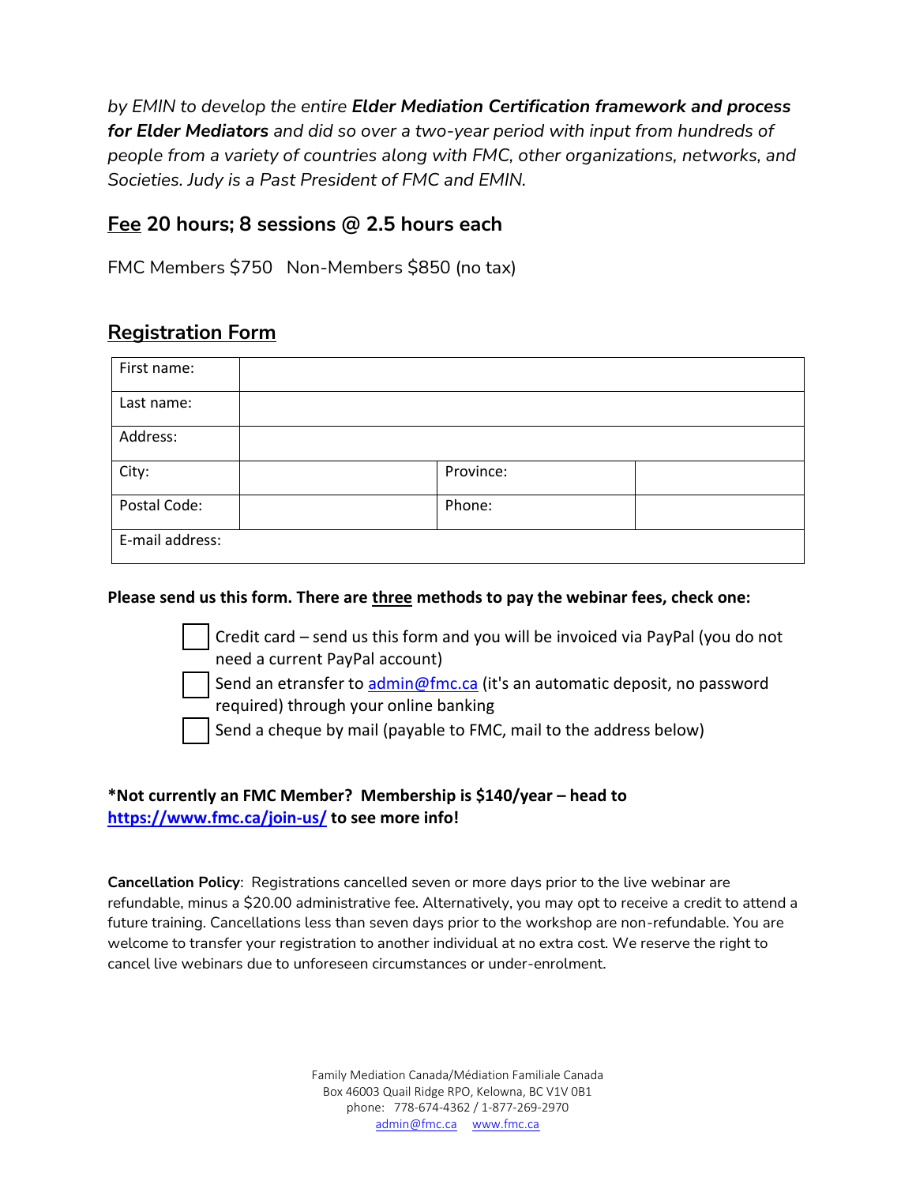*by EMIN to develop the entire **Elder Mediation Certification framework and process for Elder Mediators** and did so over a two-year period with input from hundreds of people from a variety of countries along with FMC, other organizations, networks, and Societies. Judy is a Past President of FMC and EMIN.*

## Fee 20 hours; 8 sessions @ 2.5 hours each

FMC Members $750   Non-Members $850 (no tax)

## Registration Form

| | | | |
|---|---|---|---|
| First name: | | | |
| Last name: | | | |
| Address: | | | |
| City: | | Province: | |
| Postal Code: | | Phone: | |
| E-mail address: | | | |

**Please send us this form. There are three methods to pay the webinar fees, check one:**

- ☐ Credit card – send us this form and you will be invoiced via PayPal (you do not need a current PayPal account)
- ☐ Send an etransfer to admin@fmc.ca (it's an automatic deposit, no password required) through your online banking
- ☐ Send a cheque by mail (payable to FMC, mail to the address below)

**\*Not currently an FMC Member? Membership is $140/year – head to https://www.fmc.ca/join-us/ to see more info!**

**Cancellation Policy**: Registrations cancelled seven or more days prior to the live webinar are refundable, minus a $20.00 administrative fee. Alternatively, you may opt to receive a credit to attend a future training. Cancellations less than seven days prior to the workshop are non-refundable. You are welcome to transfer your registration to another individual at no extra cost. We reserve the right to cancel live webinars due to unforeseen circumstances or under-enrolment.

Family Mediation Canada/Médiation Familiale Canada
Box 46003 Quail Ridge RPO, Kelowna, BC V1V 0B1
phone: 778-674-4362 / 1-877-269-2970
admin@fmc.ca    www.fmc.ca